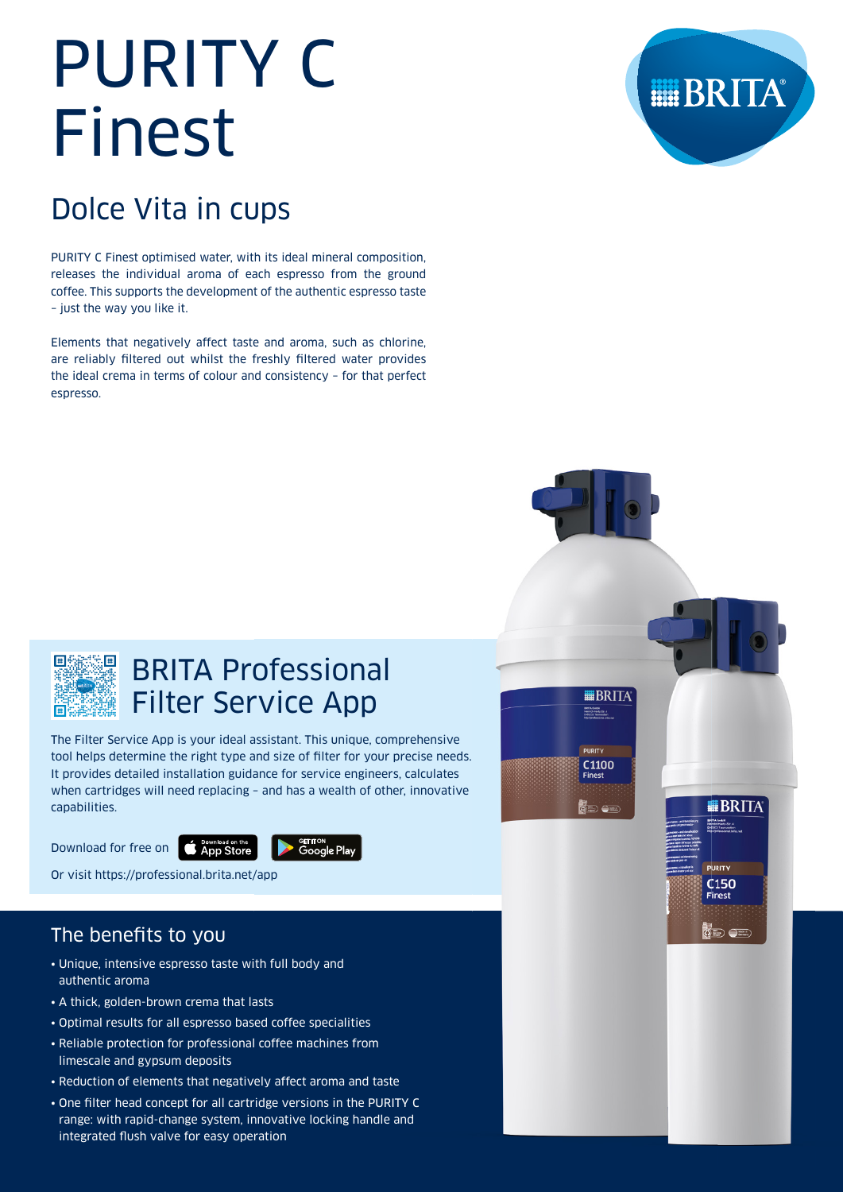# PURITY C Finest

## Dolce Vita in cups

PURITY C Finest optimised water, with its ideal mineral composition, releases the individual aroma of each espresso from the ground coffee. This supports the development of the authentic espresso taste – just the way you like it.

Elements that negatively affect taste and aroma, such as chlorine, are reliably filtered out whilst the freshly filtered water provides the ideal crema in terms of colour and consistency – for that perfect espresso.

## BRITA Professional Filter Service App

The Filter Service App is your ideal assistant. This unique, comprehensive tool helps determine the right type and size of filter for your precise needs. It provides detailed installation guidance for service engineers, calculates when cartridges will need replacing – and has a wealth of other, innovative capabilities.

Download for free on App Store Google Play

Or visit https://professional.brita.net/app

## The benefits to you

- Unique, intensive espresso taste with full body and authentic aroma
- A thick, golden-brown crema that lasts
- Optimal results for all espresso based coffee specialities
- Reliable protection for professional coffee machines from limescale and gypsum deposits
- Reduction of elements that negatively affect aroma and taste
- One filter head concept for all cartridge versions in the PURITY C range: with rapid-change system, innovative locking handle and integrated flush valve for easy operation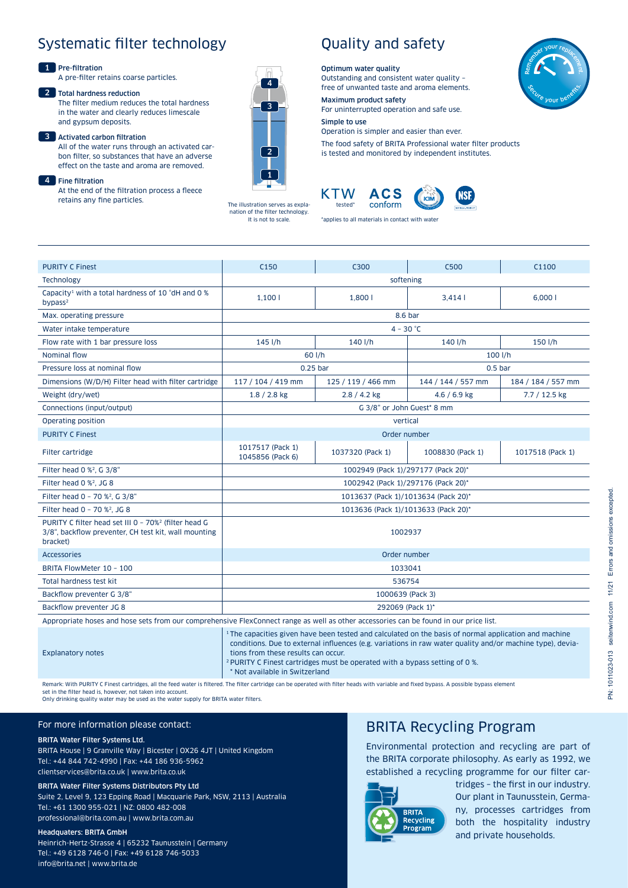## Systematic filter technology

**1 Pre-filtration**
A pre-filter retains coarse particles.

**2 Total hardness reduction**
The filter medium reduces the total hardness in the water and clearly reduces limescale and gypsum deposits.

**3 Activated carbon filtration**
All of the water runs through an activated carbon filter, so substances that have an adverse effect on the taste and aroma are removed.

**4 Fine filtration**
At the end of the filtration process a fleece retains any fine particles.

The illustration serves as explanation of the filter technology. It is not to scale.

## Quality and safety

**Optimum water quality**
Outstanding and consistent water quality – free of unwanted taste and aroma elements.

**Maximum product safety**
For uninterrupted operation and safe use.

**Simple to use**
Operation is simpler and easier than ever.

The food safety of BRITA Professional water filter products is tested and monitored by independent institutes.

Remember your replacement. Secure your benefits.

KTW tested* ACS conform

*applies to all materials in contact with water

| PURITY C Finest | C150 | C300 | C500 | C1100 |
|---|---|---|---|---|
| Technology | softening | | | |
| Capacity[1] with a total hardness of 10 °dH and 0 % bypass[2] | 1,100 l | 1,800 l | 3,414 l | 6,000 l |
| Max. operating pressure | 8.6 bar | | | |
| Water intake temperature | 4 – 30 °C | | | |
| Flow rate with 1 bar pressure loss | 145 l/h | 140 l/h | 140 l/h | 150 l/h |
| Nominal flow | 60 l/h | | 100 l/h | |
| Pressure loss at nominal flow | 0.25 bar | | 0.5 bar | |
| Dimensions (W/D/H) Filter head with filter cartridge | 117 / 104 / 419 mm | 125 / 119 / 466 mm | 144 / 144 / 557 mm | 184 / 184 / 557 mm |
| Weight (dry/wet) | 1.8 / 2.8 kg | 2.8 / 4.2 kg | 4.6 / 6.9 kg | 7.7 / 12.5 kg |
| Connections (input/output) | G 3/8" or John Guest* 8 mm | | | |
| Operating position | vertical | | | |
| PURITY C Finest | Order number | | | |
| Filter cartridge | 1017517 (Pack 1) 1045856 (Pack 6) | 1037320 (Pack 1) | 1008830 (Pack 1) | 1017518 (Pack 1) |
| Filter head 0 %[2], G 3/8" | 1002949 (Pack 1)/297177 (Pack 20)* | | | |
| Filter head 0 %[2], JG 8 | 1002942 (Pack 1)/297176 (Pack 20)* | | | |
| Filter head 0 – 70 %[2], G 3/8" | 1013637 (Pack 1)/1013634 (Pack 20)* | | | |
| Filter head 0 – 70 %[2], JG 8 | 1013636 (Pack 1)/1013633 (Pack 20)* | | | |
| PURITY C filter head set III 0 – 70%[2] (filter head G 3/8", backflow preventer, CH test kit, wall mounting bracket) | 1002937 | | | |
| Accessories | Order number | | | |
| BRITA FlowMeter 10 – 100 | 1033041 | | | |
| Total hardness test kit | 536754 | | | |
| Backflow preventer G 3/8" | 1000639 (Pack 3) | | | |
| Backflow preventer JG 8 | 292069 (Pack 1)* | | | |

Appropriate hoses and hose sets from our comprehensive FlexConnect range as well as other accessories can be found in our price list.

Explanatory notes:
[1] The capacities given have been tested and calculated on the basis of normal application and machine conditions. Due to external influences (e.g. variations in raw water quality and/or machine type), deviations from these results can occur.
[2] PURITY C Finest cartridges must be operated with a bypass setting of 0 %.
\* Not available in Switzerland

Remark: With PURITY C Finest cartridges, all the feed water is filtered. The filter cartridge can be operated with filter heads with variable and fixed bypass. A possible bypass element set in the filter head is, however, not taken into account.
Only drinking quality water may be used as the water supply for BRITA water filters.

PN: 1011023-013 seitenwind.com 11/21 Errors and omissions excepted.

### For more information please contact:

**BRITA Water Filter Systems Ltd.**
BRITA House | 9 Granville Way | Bicester | OX26 4JT | United Kingdom
Tel.: +44 844 742-4990 | Fax: +44 186 936-5962
clientservices@brita.co.uk | www.brita.co.uk

**BRITA Water Filter Systems Distributors Pty Ltd**
Suite 2, Level 9, 123 Epping Road | Macquarie Park, NSW, 2113 | Australia
Tel.: +61 1300 955-021 | NZ: 0800 482-008
professional@brita.com.au | www.brita.com.au

**Headquaters: BRITA GmbH**
Heinrich-Hertz-Strasse 4 | 65232 Taunusstein | Germany
Tel.: +49 6128 746-0 | Fax: +49 6128 746-5033
info@brita.net | www.brita.de

## BRITA Recycling Program

Environmental protection and recycling are part of the BRITA corporate philosophy. As early as 1992, we established a recycling programme for our filter cartridges – the first in our industry. Our plant in Taunusstein, Germany, processes cartridges from both the hospitality industry and private households.

BRITA Recycling Program